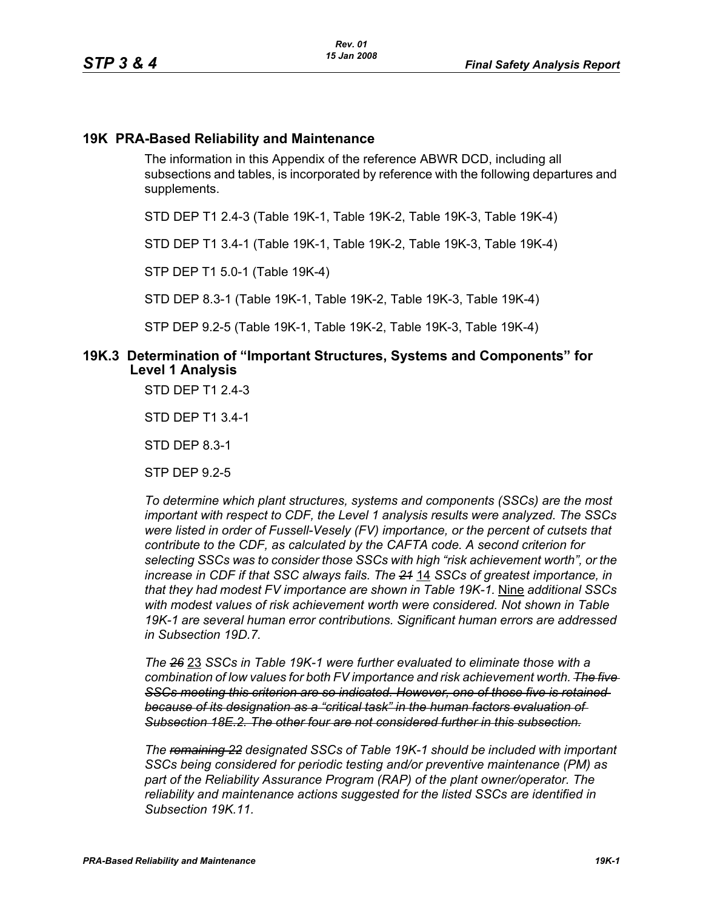## 19K PRA-Based Reliability and Maintenance

The information in this Appendix of the reference ABWR DCD, including all subsections and tables, is incorporated by reference with the following departures and supplements.

STD DEP T1 2.4-3 (Table 19K-1, Table 19K-2, Table 19K-3, Table 19K-4)

STD DEP T1 3.4-1 (Table 19K-1, Table 19K-2, Table 19K-3, Table 19K-4)

STP DEP T1 5.0-1 (Table 19K-4)

STD DEP 8.3-1 (Table 19K-1, Table 19K-2, Table 19K-3, Table 19K-4)

STP DEP 9.2-5 (Table 19K-1, Table 19K-2, Table 19K-3, Table 19K-4)

### 19K.3 Determination of "Important Structures, Systems and Components" for Level 1 Analysis

STD DEP T1 2.4-3

STD DEP T1 3.4-1

STD DEP 8.3-1

STP DEP 9.2-5

*To determine which plant structures, systems and components (SSCs) are the most important with respect to CDF, the Level 1 analysis results were analyzed. The SSCs were listed in order of Fussell-Vesely (FV) importance, or the percent of cutsets that contribute to the CDF, as calculated by the CAFTA code. A second criterion for selecting SSCs was to consider those SSCs with high "risk achievement worth", or the increase in CDF if that SSC always fails. The ~~21~~* <u>14</u> *SSCs of greatest importance, in that they had modest FV importance are shown in Table 19K-1.* <u>Nine</u> *additional SSCs with modest values of risk achievement worth were considered. Not shown in Table 19K-1 are several human error contributions. Significant human errors are addressed in Subsection 19D.7.*

*The ~~26~~* <u>23</u> *SSCs in Table 19K-1 were further evaluated to eliminate those with a combination of low values for both FV importance and risk achievement worth. ~~The five SSCs meeting this criterion are so indicated. However, one of those five is retained because of its designation as a "critical task" in the human factors evaluation of Subsection 18E.2. The other four are not considered further in this subsection.~~*

*The ~~remaining 22~~ designated SSCs of Table 19K-1 should be included with important SSCs being considered for periodic testing and/or preventive maintenance (PM) as part of the Reliability Assurance Program (RAP) of the plant owner/operator. The reliability and maintenance actions suggested for the listed SSCs are identified in Subsection 19K.11.*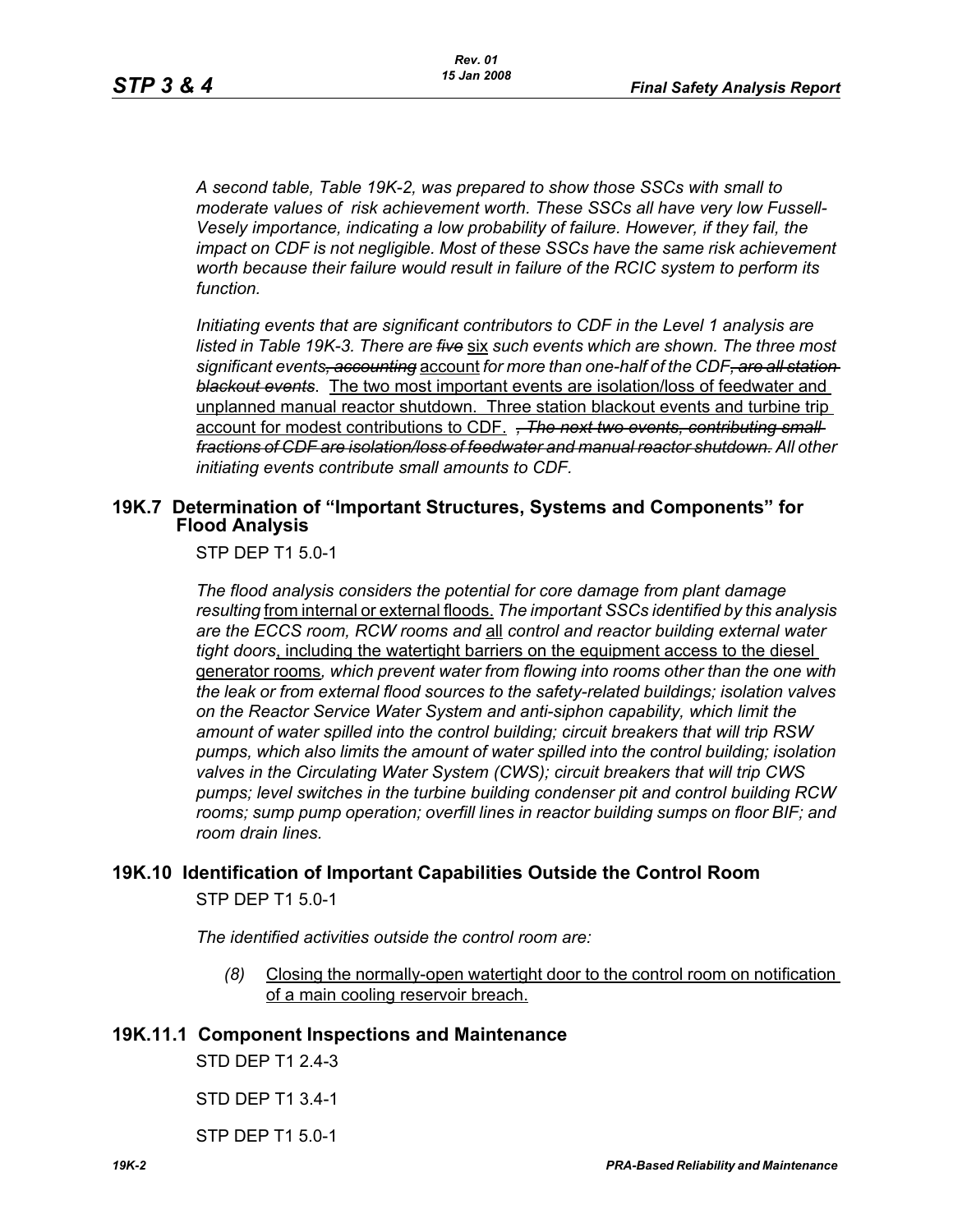*A second table, Table 19K-2, was prepared to show those SSCs with small to moderate values of risk achievement worth. These SSCs all have very low Fussell-Vesely importance, indicating a low probability of failure. However, if they fail, the impact on CDF is not negligible. Most of these SSCs have the same risk achievement worth because their failure would result in failure of the RCIC system to perform its function.*

*Initiating events that are significant contributors to CDF in the Level 1 analysis are listed in Table 19K-3. There are ~~five~~* <u>six</u> *such events which are shown. The three most significant events~~, accounting~~* <u>account</u> *for more than one-half of the CDF~~, are all station blackout events~~.* <u>The two most important events are isolation/loss of feedwater and unplanned manual reactor shutdown. Three station blackout events and turbine trip account for modest contributions to CDF.</u> *~~, The next two events, contributing small fractions of CDF are isolation/loss of feedwater and manual reactor shutdown.~~ All other initiating events contribute small amounts to CDF.*

## 19K.7 Determination of "Important Structures, Systems and Components" for Flood Analysis

STP DEP T1 5.0-1

*The flood analysis considers the potential for core damage from plant damage resulting* <u>from internal or external floods.</u> *The important SSCs identified by this analysis are the ECCS room, RCW rooms and* <u>all</u> *control and reactor building external water tight doors*<u>, including the watertight barriers on the equipment access to the diesel generator rooms</u>*, which prevent water from flowing into rooms other than the one with the leak or from external flood sources to the safety-related buildings; isolation valves on the Reactor Service Water System and anti-siphon capability, which limit the amount of water spilled into the control building; circuit breakers that will trip RSW pumps, which also limits the amount of water spilled into the control building; isolation valves in the Circulating Water System (CWS); circuit breakers that will trip CWS pumps; level switches in the turbine building condenser pit and control building RCW rooms; sump pump operation; overfill lines in reactor building sumps on floor BIF; and room drain lines.*

## 19K.10 Identification of Important Capabilities Outside the Control Room

STP DEP T1 5.0-1

*The identified activities outside the control room are:*

*(8)* <u>Closing the normally-open watertight door to the control room on notification of a main cooling reservoir breach.</u>

## 19K.11.1 Component Inspections and Maintenance

STD DEP T1 2.4-3

STD DEP T1 3.4-1

STP DEP T1 5.0-1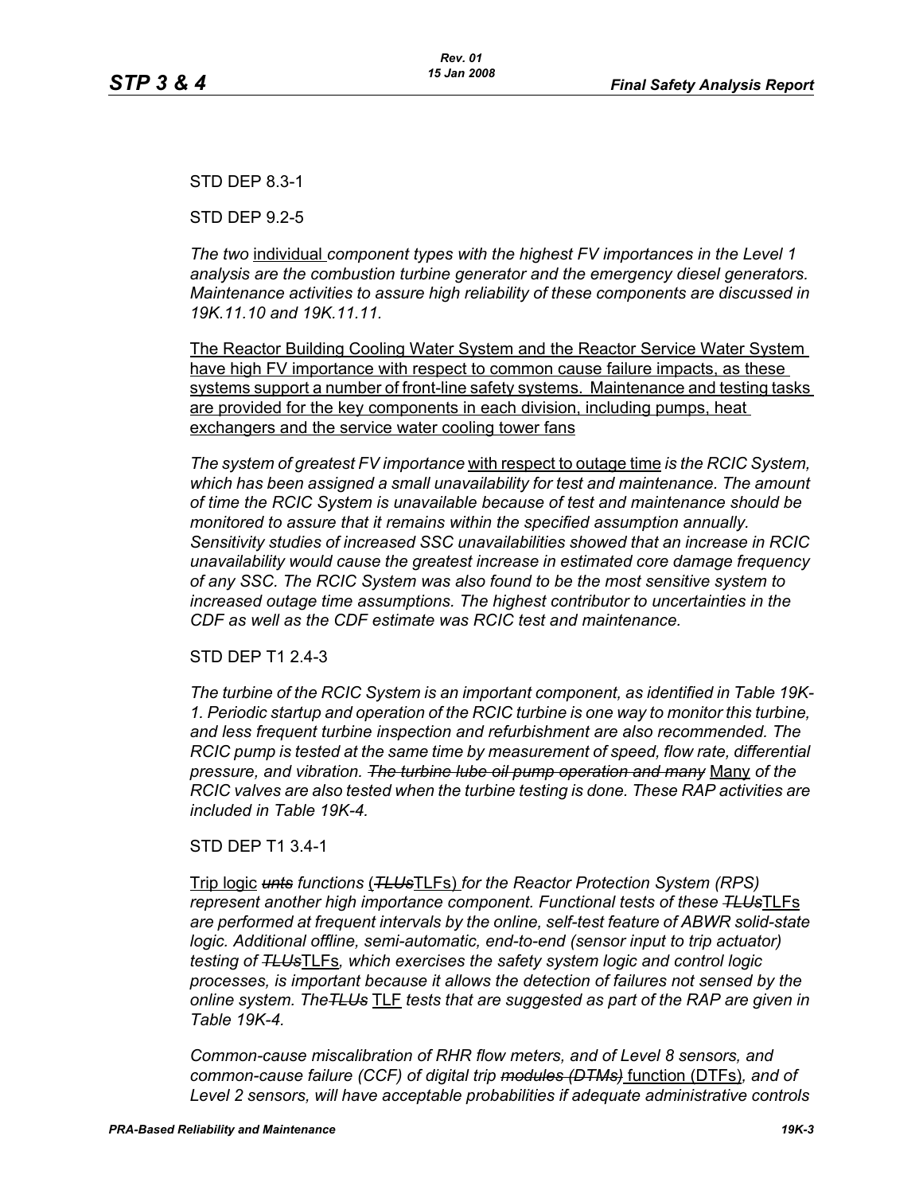STD DEP 8.3-1

STD DEP 9.2-5

*The two* individual *component types with the highest FV importances in the Level 1 analysis are the combustion turbine generator and the emergency diesel generators. Maintenance activities to assure high reliability of these components are discussed in 19K.11.10 and 19K.11.11.*

The Reactor Building Cooling Water System and the Reactor Service Water System have high FV importance with respect to common cause failure impacts, as these systems support a number of front-line safety systems. Maintenance and testing tasks are provided for the key components in each division, including pumps, heat exchangers and the service water cooling tower fans

*The system of greatest FV importance* with respect to outage time *is the RCIC System, which has been assigned a small unavailability for test and maintenance. The amount of time the RCIC System is unavailable because of test and maintenance should be monitored to assure that it remains within the specified assumption annually. Sensitivity studies of increased SSC unavailabilities showed that an increase in RCIC unavailability would cause the greatest increase in estimated core damage frequency of any SSC. The RCIC System was also found to be the most sensitive system to increased outage time assumptions. The highest contributor to uncertainties in the CDF as well as the CDF estimate was RCIC test and maintenance.*

STD DEP T1 2.4-3

*The turbine of the RCIC System is an important component, as identified in Table 19K-1. Periodic startup and operation of the RCIC turbine is one way to monitor this turbine, and less frequent turbine inspection and refurbishment are also recommended. The RCIC pump is tested at the same time by measurement of speed, flow rate, differential pressure, and vibration.* ~~*The turbine lube oil pump operation and many*~~ Many *of the RCIC valves are also tested when the turbine testing is done. These RAP activities are included in Table 19K-4.*

STD DEP T1 3.4-1

Trip logic ~~*unts*~~ *functions* (~~*TLUs*~~TLFs) *for the Reactor Protection System (RPS) represent another high importance component. Functional tests of these* ~~*TLUs*~~TLFs *are performed at frequent intervals by the online, self-test feature of ABWR solid-state logic. Additional offline, semi-automatic, end-to-end (sensor input to trip actuator) testing of* ~~*TLUs*~~TLFs*, which exercises the safety system logic and control logic processes, is important because it allows the detection of failures not sensed by the online system. The*~~*TLUs*~~ TLF *tests that are suggested as part of the RAP are given in Table 19K-4.*

*Common-cause miscalibration of RHR flow meters, and of Level 8 sensors, and common-cause failure (CCF) of digital trip* ~~*modules (DTMs)*~~ function (DTFs)*, and of Level 2 sensors, will have acceptable probabilities if adequate administrative controls*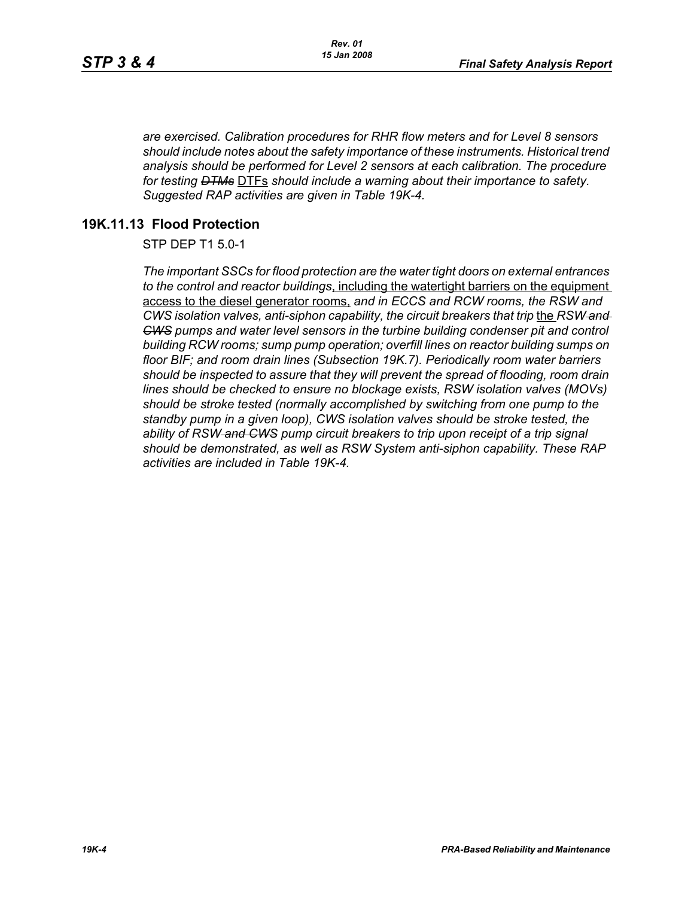*are exercised. Calibration procedures for RHR flow meters and for Level 8 sensors should include notes about the safety importance of these instruments. Historical trend analysis should be performed for Level 2 sensors at each calibration. The procedure for testing* ~~*DTMs*~~ <u>DTFs</u> *should include a warning about their importance to safety. Suggested RAP activities are given in Table 19K-4.*

## 19K.11.13 Flood Protection

STP DEP T1 5.0-1

*The important SSCs for flood protection are the water tight doors on external entrances to the control and reactor buildings*<u>, including the watertight barriers on the equipment access to the diesel generator rooms,</u> *and in ECCS and RCW rooms, the RSW and CWS isolation valves, anti-siphon capability, the circuit breakers that trip* <u>the</u> *RSW* ~~*and CWS*~~ *pumps and water level sensors in the turbine building condenser pit and control building RCW rooms; sump pump operation; overfill lines on reactor building sumps on floor BIF; and room drain lines (Subsection 19K.7). Periodically room water barriers should be inspected to assure that they will prevent the spread of flooding, room drain lines should be checked to ensure no blockage exists, RSW isolation valves (MOVs) should be stroke tested (normally accomplished by switching from one pump to the standby pump in a given loop), CWS isolation valves should be stroke tested, the ability of RSW* ~~*and CWS*~~ *pump circuit breakers to trip upon receipt of a trip signal should be demonstrated, as well as RSW System anti-siphon capability. These RAP activities are included in Table 19K-4.*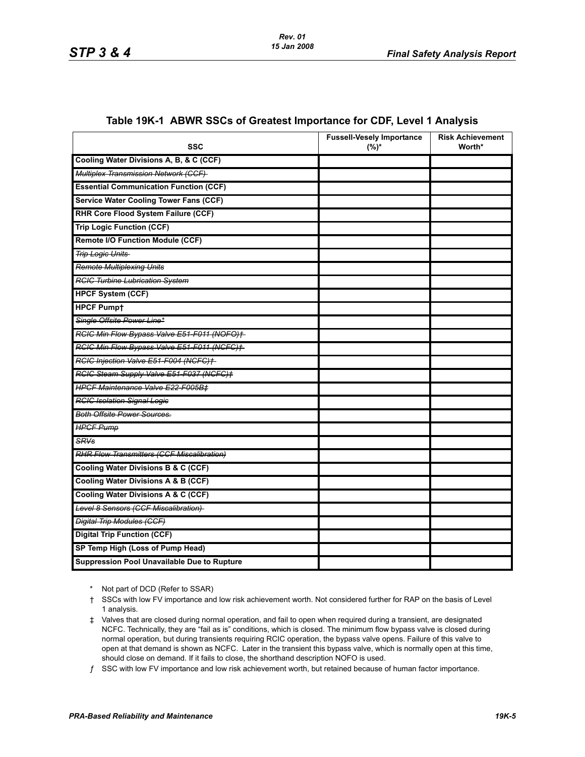## Table 19K-1 ABWR SSCs of Greatest Importance for CDF, Level 1 Analysis

| SSC | Fussell-Vesely Importance (%)* | Risk Achievement Worth* |
|---|---|---|
| **Cooling Water Divisions A, B, & C (CCF)** | | |
| ~~*Multiplex Transmission Network (CCF)*~~ | | |
| **Essential Communication Function (CCF)** | | |
| **Service Water Cooling Tower Fans (CCF)** | | |
| **RHR Core Flood System Failure (CCF)** | | |
| **Trip Logic Function (CCF)** | | |
| **Remote I/O Function Module (CCF)** | | |
| ~~*Trip Logic Units*~~ | | |
| ~~*Remote Multiplexing Units*~~ | | |
| ~~*RCIC Turbine Lubrication System*~~ | | |
| **HPCF System (CCF)** | | |
| **HPCF Pump†** | | |
| ~~*Single Offsite Power Line**~~ | | |
| ~~*RCIC Min Flow Bypass Valve E51-F011 (NOFO)†*~~ | | |
| ~~*RCIC Min Flow Bypass Valve E51-F011 (NCFC)†*~~ | | |
| ~~*RCIC Injection Valve E51-F004 (NCFC)†*~~ | | |
| ~~*RCIC Steam Supply Valve E51-F037 (NCFC)‡*~~ | | |
| ~~*HPCF Maintenance Valve E22-F005B‡*~~ | | |
| ~~*RCIC Isolation Signal Logic*~~ | | |
| ~~*Both Offsite Power Sources.*~~ | | |
| ~~*HPCF Pump*~~ | | |
| ~~*SRVs*~~ | | |
| ~~*RHR Flow Transmitters (CCF Miscalibration)*~~ | | |
| **Cooling Water Divisions B & C (CCF)** | | |
| **Cooling Water Divisions A & B (CCF)** | | |
| **Cooling Water Divisions A & C (CCF)** | | |
| ~~*Level 8 Sensors (CCF Miscalibration)*~~ | | |
| ~~*Digital Trip Modules (CCF)*~~ | | |
| **Digital Trip Function (CCF)** | | |
| **SP Temp High (Loss of Pump Head)** | | |
| **Suppression Pool Unavailable Due to Rupture** | | |

\* Not part of DCD (Refer to SSAR)

† SSCs with low FV importance and low risk achievement worth. Not considered further for RAP on the basis of Level 1 analysis.

‡ Valves that are closed during normal operation, and fail to open when required during a transient, are designated NCFC. Technically, they are "fail as is" conditions, which is closed. The minimum flow bypass valve is closed during normal operation, but during transients requiring RCIC operation, the bypass valve opens. Failure of this valve to open at that demand is shown as NCFC. Later in the transient this bypass valve, which is normally open at this time, should close on demand. If it fails to close, the shorthand description NOFO is used.

ƒ SSC with low FV importance and low risk achievement worth, but retained because of human factor importance.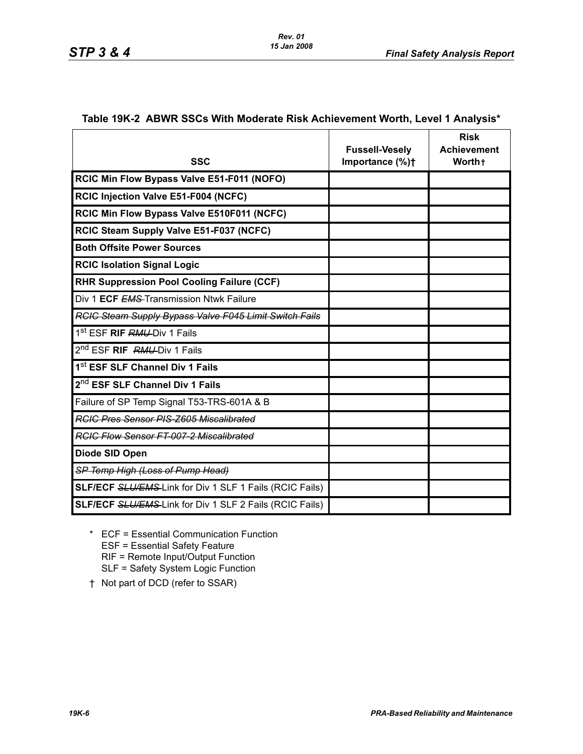### Table 19K-2 ABWR SSCs With Moderate Risk Achievement Worth, Level 1 Analysis*

| SSC | Fussell-Vesely Importance (%)† | Risk Achievement Worth† |
|---|---|---|
| **RCIC Min Flow Bypass Valve E51-F011 (NOFO)** | | |
| **RCIC Injection Valve E51-F004 (NCFC)** | | |
| **RCIC Min Flow Bypass Valve E510F011 (NCFC)** | | |
| **RCIC Steam Supply Valve E51-F037 (NCFC)** | | |
| **Both Offsite Power Sources** | | |
| **RCIC Isolation Signal Logic** | | |
| **RHR Suppression Pool Cooling Failure (CCF)** | | |
| Div 1 **ECF** ~~*EMS*~~ Transmission Ntwk Failure | | |
| ~~*RCIC Steam Supply Bypass Valve F045 Limit Switch Fails*~~ | | |
| 1st ESF **RIF** ~~*RMU*~~ Div 1 Fails | | |
| 2nd ESF **RIF** ~~*RMU*~~ Div 1 Fails | | |
| **1st ESF SLF Channel Div 1 Fails** | | |
| **2nd ESF SLF Channel Div 1 Fails** | | |
| Failure of SP Temp Signal T53-TRS-601A & B | | |
| ~~*RCIC Pres Sensor PIS-Z605 Miscalibrated*~~ | | |
| ~~*RCIC Flow Sensor FT-007-2 Miscalibrated*~~ | | |
| **Diode SID Open** | | |
| ~~*SP Temp High (Loss of Pump Head)*~~ | | |
| **SLF/ECF** ~~*SLU/EMS*~~ Link for Div 1 SLF 1 Fails (RCIC Fails) | | |
| **SLF/ECF** ~~*SLU/EMS*~~ Link for Div 1 SLF 2 Fails (RCIC Fails) | | |

\* ECF = Essential Communication Function
ESF = Essential Safety Feature
RIF = Remote Input/Output Function
SLF = Safety System Logic Function

† Not part of DCD (refer to SSAR)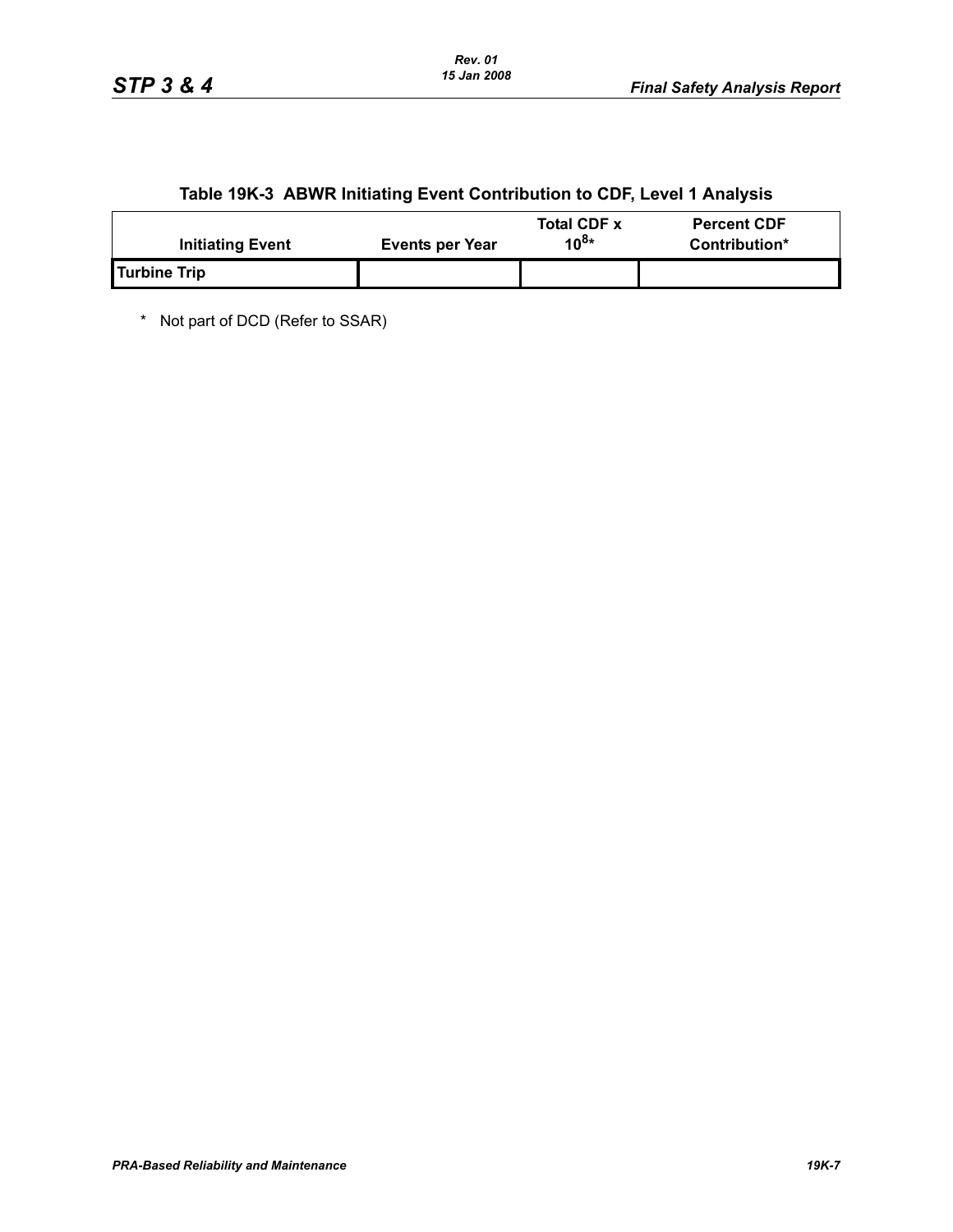## Table 19K-3 ABWR Initiating Event Contribution to CDF, Level 1 Analysis

| Initiating Event | Events per Year | Total CDF x $10^8$* | Percent CDF Contribution* |
|---|---|---|---|
| **Turbine Trip** | | | |

\* Not part of DCD (Refer to SSAR)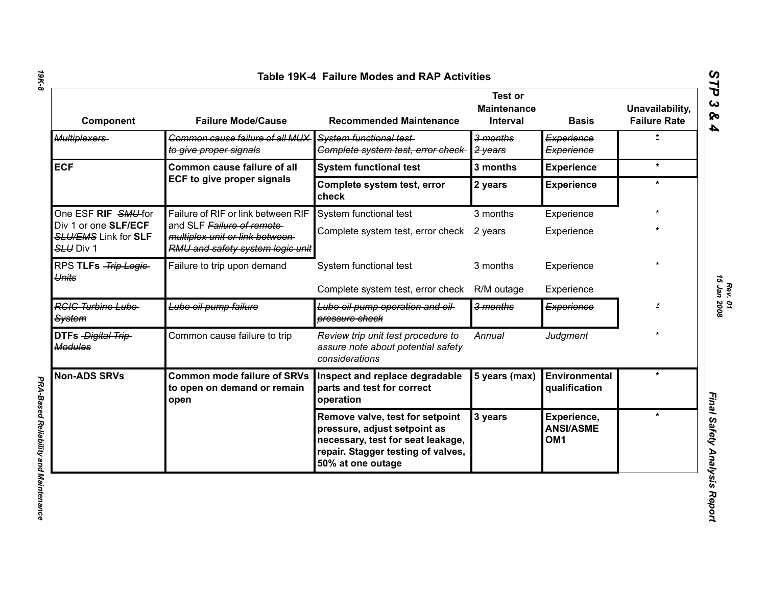## Table 19K-4 Failure Modes and RAP Activities

| Component | Failure Mode/Cause | Recommended Maintenance | Test or Maintenance Interval | Basis | Unavailability, Failure Rate |
|---|---|---|---|---|---|
| ~~Multiplexers~~ | ~~Common cause failure of all MUX to give proper signals~~ | ~~System functional test~~ | ~~3 months~~ | ~~Experience~~ | * |
| | | ~~Complete system test, error check~~ | ~~2 years~~ | ~~Experience~~ | |
| **ECF** | **Common cause failure of all ECF to give proper signals** | **System functional test** | **3 months** | **Experience** | * |
| | | **Complete system test, error check** | **2 years** | **Experience** | * |
| One ESF **RIF** ~~SMU~~ for Div 1 or one **SLF/ECF** ~~SLU/EMS~~ Link for **SLF** ~~SLU~~ Div 1 | Failure of RIF or link between RIF and SLF ~~Failure of remote multiplex unit or link between RMU and safety system logic unit~~ | System functional test | 3 months | Experience | * |
| | | Complete system test, error check | 2 years | Experience | * |
| RPS **TLFs** ~~Trip Logic Units~~ | Failure to trip upon demand | System functional test | 3 months | Experience | * |
| | | Complete system test, error check | R/M outage | Experience | |
| ~~RCIC Turbine Lube System~~ | ~~Lube oil pump failure~~ | ~~Lube oil pump operation and oil pressure check~~ | ~~3 months~~ | ~~Experience~~ | * |
| **DTFs** ~~Digital Trip Modules~~ | Common cause failure to trip | *Review trip unit test procedure to assure note about potential safety considerations* | *Annual* | *Judgment* | * |
| **Non-ADS SRVs** | **Common mode failure of SRVs to open on demand or remain open** | **Inspect and replace degradable parts and test for correct operation** | **5 years (max)** | **Environmental qualification** | * |
| | | **Remove valve, test for setpoint pressure, adjust setpoint as necessary, test for seat leakage, repair. Stagger testing of valves, 50% at one outage** | **3 years** | **Experience, ANSI/ASME OM1** | * |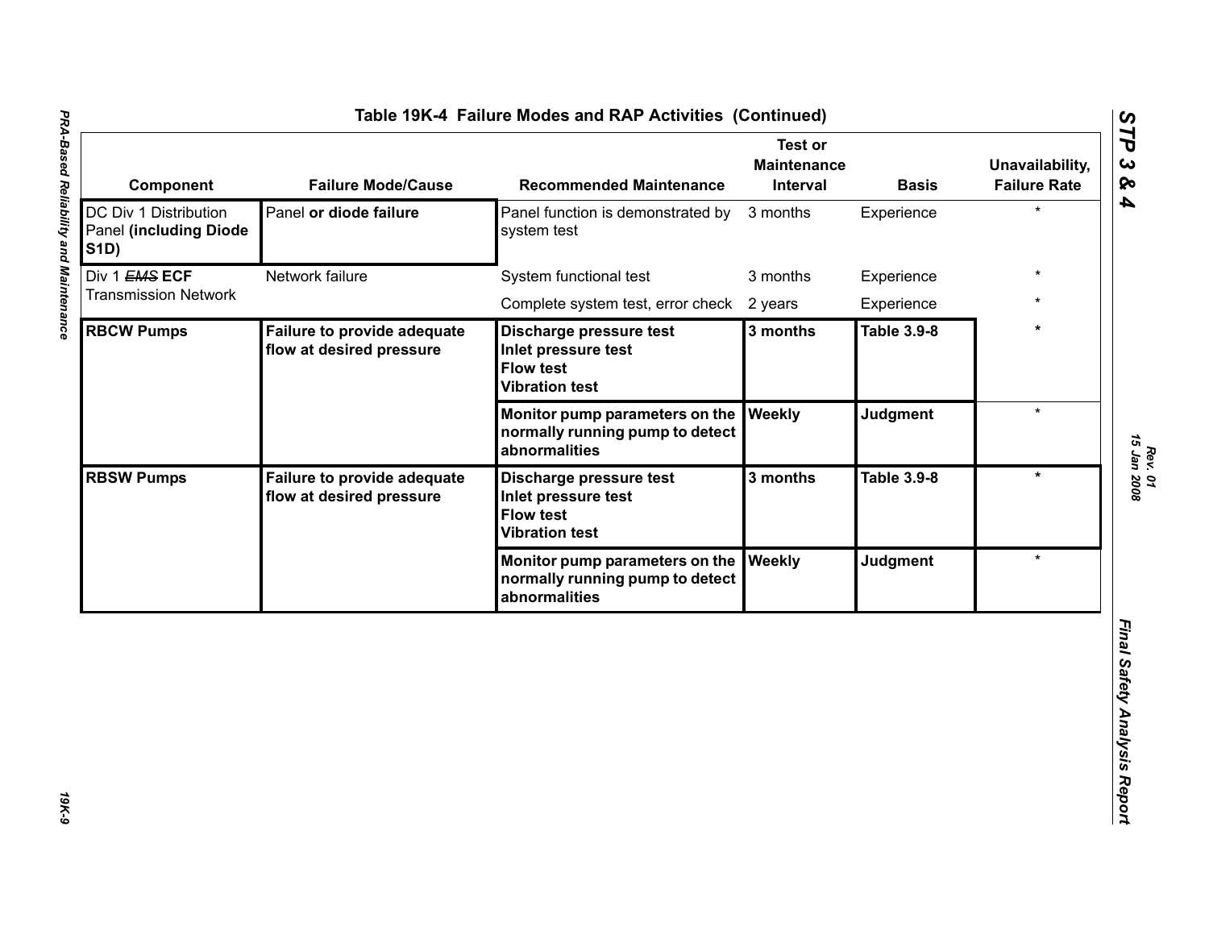## Table 19K-4 Failure Modes and RAP Activities (Continued)

| Component | Failure Mode/Cause | Recommended Maintenance | Test or Maintenance Interval | Basis | Unavailability, Failure Rate |
|---|---|---|---|---|---|
| DC Div 1 Distribution Panel **(including Diode S1D)** | Panel **or diode failure** | Panel function is demonstrated by system test | 3 months | Experience | * |
| Div 1 ~~EMS~~ **ECF** Transmission Network | Network failure | System functional test | 3 months | Experience | * |
| | | Complete system test, error check | 2 years | Experience | * |
| **RBCW Pumps** | **Failure to provide adequate flow at desired pressure** | **Discharge pressure test**<br>**Inlet pressure test**<br>**Flow test**<br>**Vibration test** | **3 months** | **Table 3.9-8** | * |
| | | **Monitor pump parameters on the normally running pump to detect abnormalities** | **Weekly** | **Judgment** | * |
| **RBSW Pumps** | **Failure to provide adequate flow at desired pressure** | **Discharge pressure test**<br>**Inlet pressure test**<br>**Flow test**<br>**Vibration test** | **3 months** | **Table 3.9-8** | * |
| | | **Monitor pump parameters on the normally running pump to detect abnormalities** | **Weekly** | **Judgment** | * |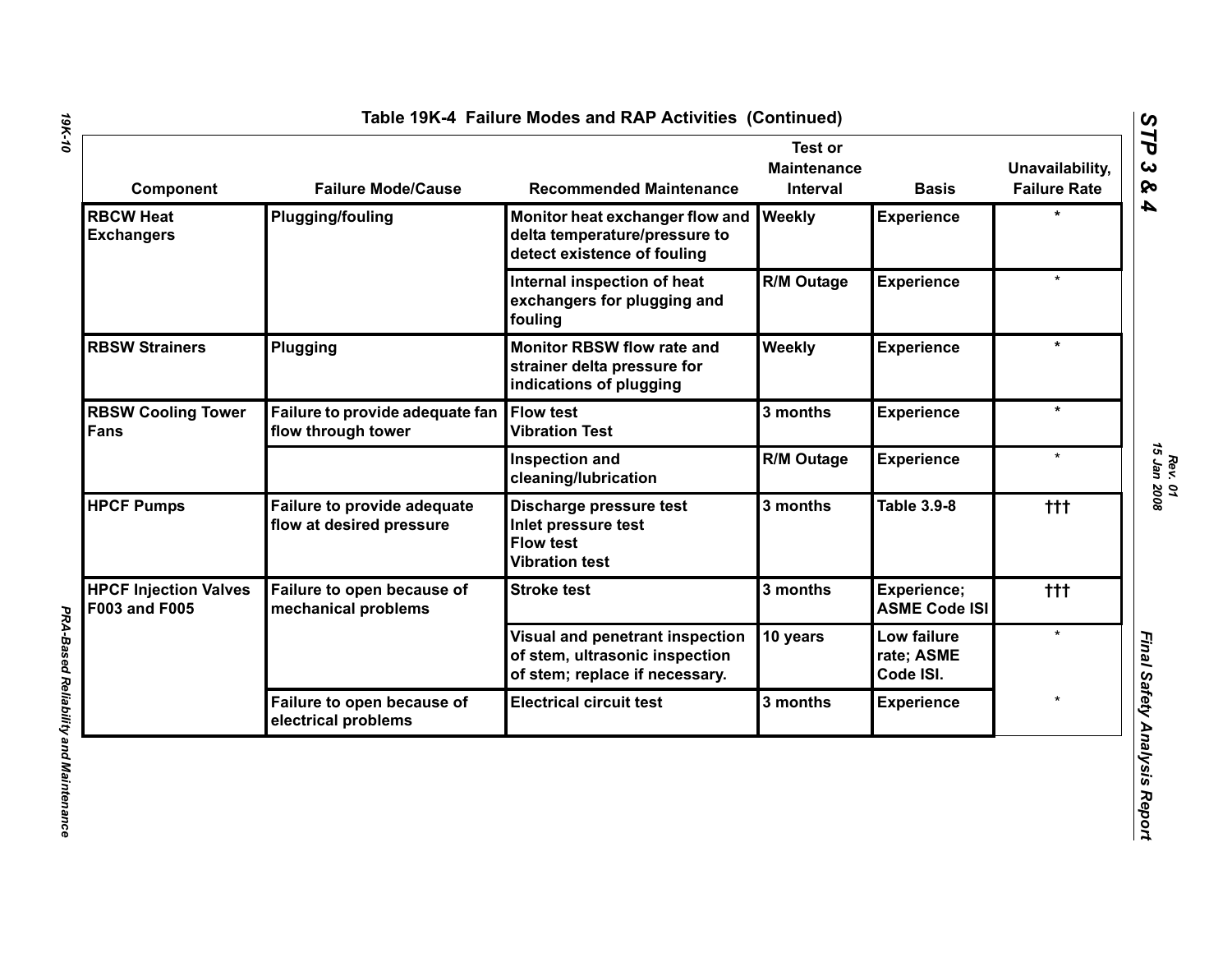## Table 19K-4 Failure Modes and RAP Activities (Continued)

| Component | Failure Mode/Cause | Recommended Maintenance | Test or Maintenance Interval | Basis | Unavailability, Failure Rate |
|---|---|---|---|---|---|
| RBCW Heat Exchangers | Plugging/fouling | Monitor heat exchanger flow and delta temperature/pressure to detect existence of fouling | Weekly | Experience | * |
| | | Internal inspection of heat exchangers for plugging and fouling | R/M Outage | Experience | * |
| RBSW Strainers | Plugging | Monitor RBSW flow rate and strainer delta pressure for indications of plugging | Weekly | Experience | * |
| RBSW Cooling Tower Fans | Failure to provide adequate fan flow through tower | Flow test<br>Vibration Test | 3 months | Experience | * |
| | | Inspection and cleaning/lubrication | R/M Outage | Experience | * |
| HPCF Pumps | Failure to provide adequate flow at desired pressure | Discharge pressure test<br>Inlet pressure test<br>Flow test<br>Vibration test | 3 months | Table 3.9-8 | ††† |
| HPCF Injection Valves F003 and F005 | Failure to open because of mechanical problems | Stroke test | 3 months | Experience; ASME Code ISI | ††† |
| | | Visual and penetrant inspection of stem, ultrasonic inspection of stem; replace if necessary. | 10 years | Low failure rate; ASME Code ISI. | * |
| | Failure to open because of electrical problems | Electrical circuit test | 3 months | Experience | * |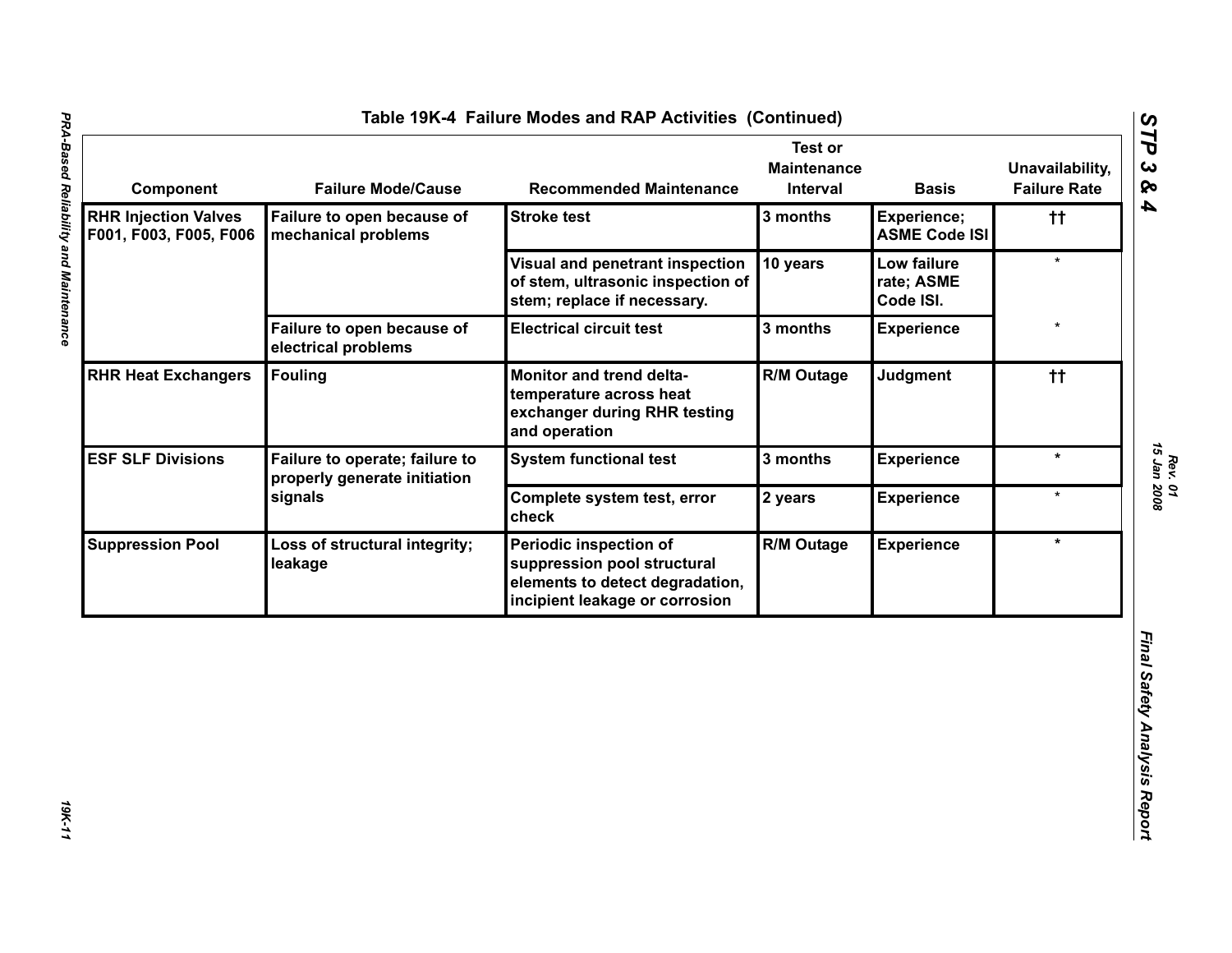# Table 19K-4 Failure Modes and RAP Activities (Continued)

| Component | Failure Mode/Cause | Recommended Maintenance | Test or Maintenance Interval | Basis | Unavailability, Failure Rate |
|---|---|---|---|---|---|
| **RHR Injection Valves F001, F003, F005, F006** | **Failure to open because of mechanical problems** | **Stroke test** | **3 months** | **Experience; ASME Code ISI** | **††** |
| | | **Visual and penetrant inspection of stem, ultrasonic inspection of stem; replace if necessary.** | **10 years** | **Low failure rate; ASME Code ISI.** | * |
| | **Failure to open because of electrical problems** | **Electrical circuit test** | **3 months** | **Experience** | * |
| **RHR Heat Exchangers** | **Fouling** | **Monitor and trend delta-temperature across heat exchanger during RHR testing and operation** | **R/M Outage** | **Judgment** | **††** |
| **ESF SLF Divisions** | **Failure to operate; failure to properly generate initiation signals** | **System functional test** | **3 months** | **Experience** | * |
| | | **Complete system test, error check** | **2 years** | **Experience** | * |
| **Suppression Pool** | **Loss of structural integrity; leakage** | **Periodic inspection of suppression pool structural elements to detect degradation, incipient leakage or corrosion** | **R/M Outage** | **Experience** | * |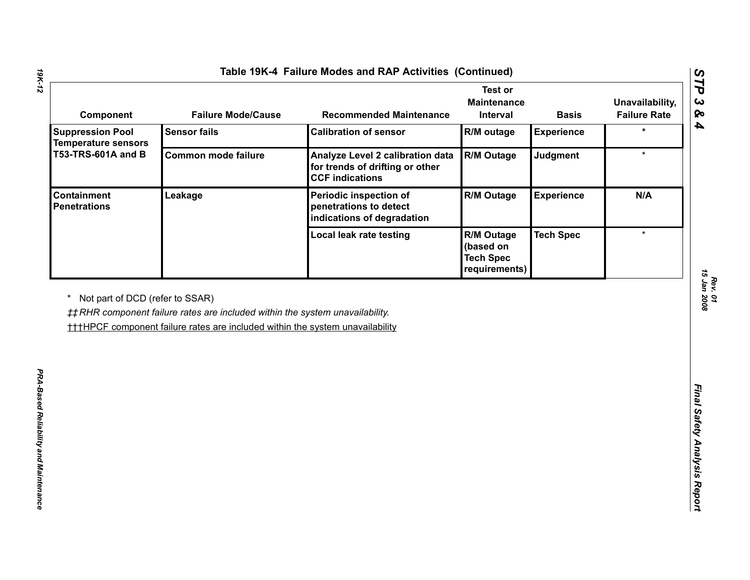## Table 19K-4 Failure Modes and RAP Activities (Continued)

| Component | Failure Mode/Cause | Recommended Maintenance | Test or Maintenance Interval | Basis | Unavailability, Failure Rate |
|---|---|---|---|---|---|
| **Suppression Pool Temperature sensors T53-TRS-601A and B** | **Sensor fails** | **Calibration of sensor** | **R/M outage** | **Experience** | * |
| | **Common mode failure** | **Analyze Level 2 calibration data for trends of drifting or other CCF indications** | **R/M Outage** | **Judgment** | * |
| **Containment Penetrations** | **Leakage** | **Periodic inspection of penetrations to detect indications of degradation** | **R/M Outage** | **Experience** | **N/A** |
| | | **Local leak rate testing** | **R/M Outage (based on Tech Spec requirements)** | **Tech Spec** | * |

\* Not part of DCD (refer to SSAR)

*‡‡ RHR component failure rates are included within the system unavailability.*

†††HPCF component failure rates are included within the system unavailability